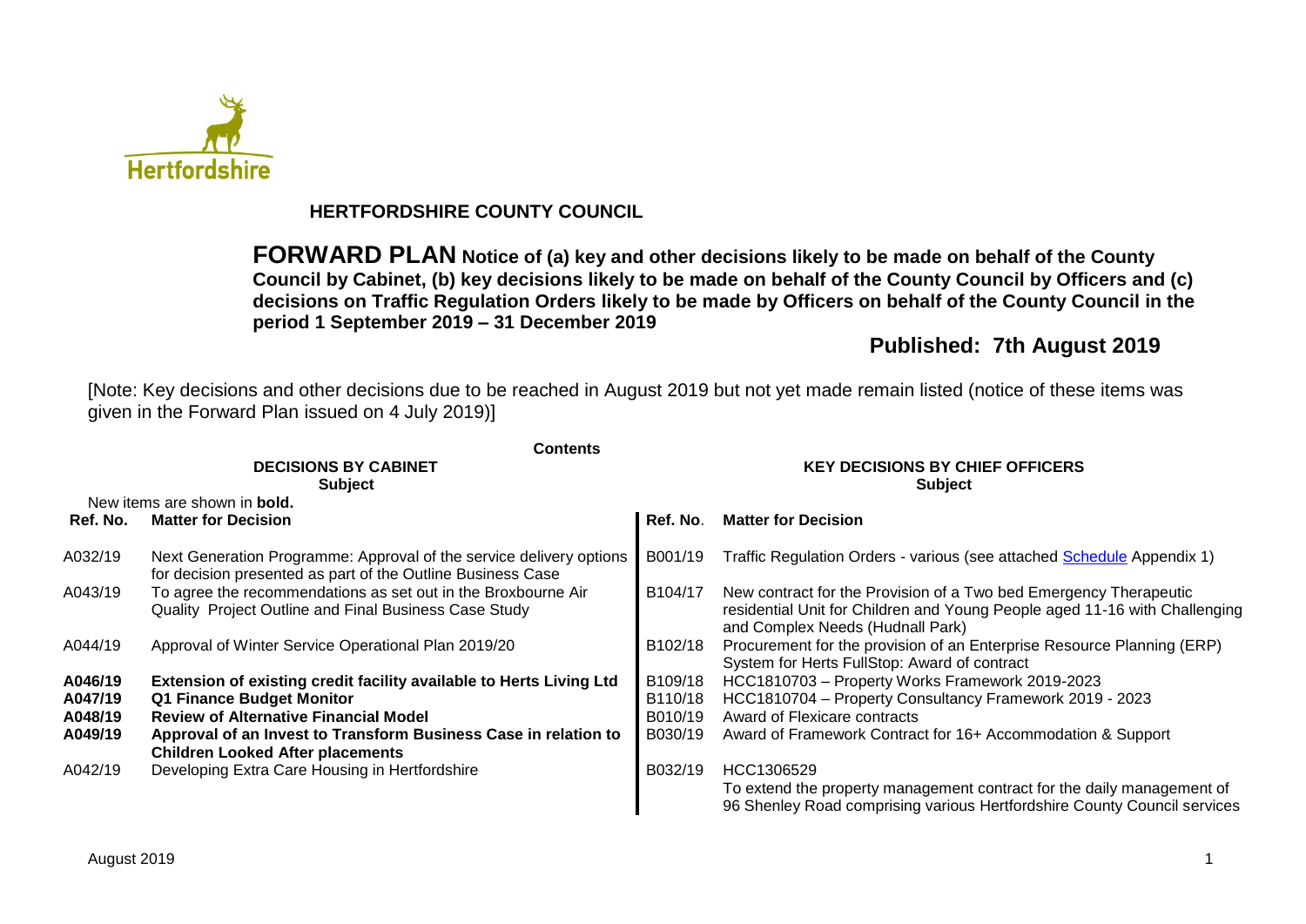# HERTFORDSHIRE COUNTY COUNCIL

**FORWARD PLAN Notice of (a) key and other decisions likely to be made on behalf of the County Council by Cabinet, (b) key decisions likely to be made on behalf of the County Council by Officers and (c) decisions on Traffic Regulation Orders likely to be made by Officers on behalf of the County Council in the period 1 September 2019 – 31 December 2019**

**Published: 7th August 2019**

[Note: Key decisions and other decisions due to be reached in August 2019 but not yet made remain listed (notice of these items was given in the Forward Plan issued on 4 July 2019)]

**Contents**

| DECISIONS BY CABINET Subject | | KEY DECISIONS BY CHIEF OFFICERS Subject | |
|---|---|---|---|
| New items are shown in **bold.** | | | |
| **Ref. No.** | **Matter for Decision** | **Ref. No.** | **Matter for Decision** |
| A032/19 | Next Generation Programme: Approval of the service delivery options for decision presented as part of the Outline Business Case | B001/19 | Traffic Regulation Orders - various (see attached Schedule Appendix 1) |
| A043/19 | To agree the recommendations as set out in the Broxbourne Air Quality Project Outline and Final Business Case Study | B104/17 | New contract for the Provision of a Two bed Emergency Therapeutic residential Unit for Children and Young People aged 11-16 with Challenging and Complex Needs (Hudnall Park) |
| A044/19 | Approval of Winter Service Operational Plan 2019/20 | B102/18 | Procurement for the provision of an Enterprise Resource Planning (ERP) System for Herts FullStop: Award of contract |
| **A046/19** | **Extension of existing credit facility available to Herts Living Ltd** | B109/18 | HCC1810703 – Property Works Framework 2019-2023 |
| **A047/19** | **Q1 Finance Budget Monitor** | B110/18 | HCC1810704 – Property Consultancy Framework 2019 - 2023 |
| **A048/19** | **Review of Alternative Financial Model** | B010/19 | Award of Flexicare contracts |
| **A049/19** | **Approval of an Invest to Transform Business Case in relation to Children Looked After placements** | B030/19 | Award of Framework Contract for 16+ Accommodation & Support |
| A042/19 | Developing Extra Care Housing in Hertfordshire | B032/19 | HCC1306529<br>To extend the property management contract for the daily management of 96 Shenley Road comprising various Hertfordshire County Council services |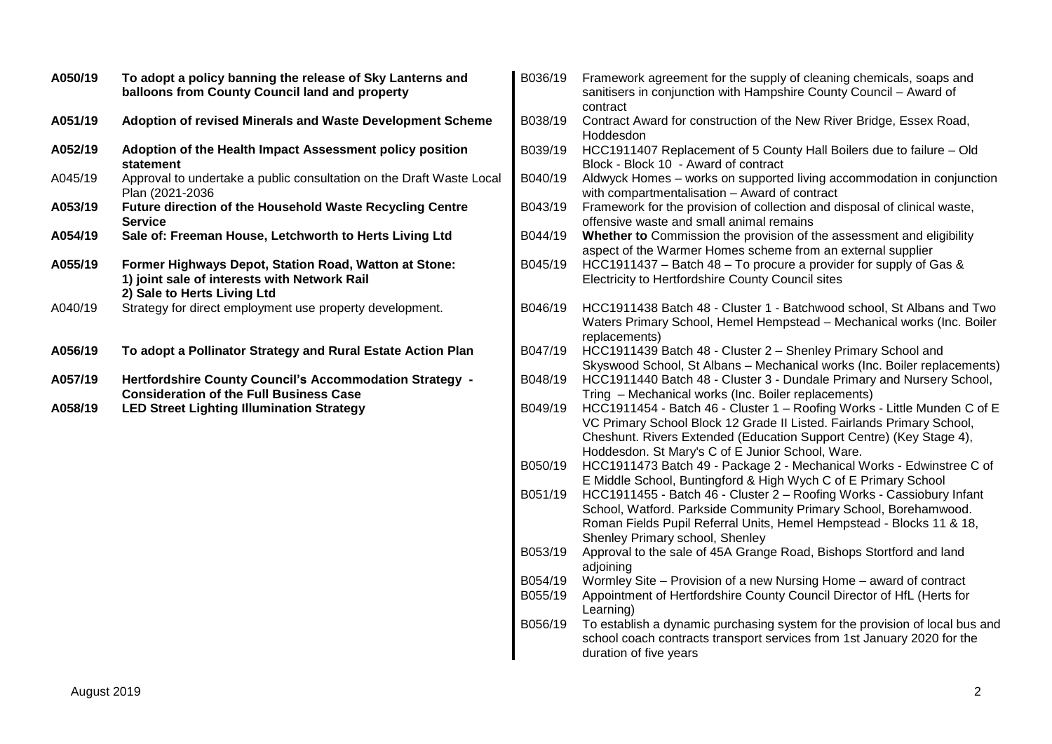| | |
|---|---|
| **A050/19** | **To adopt a policy banning the release of Sky Lanterns and balloons from County Council land and property** |
| **A051/19** | **Adoption of revised Minerals and Waste Development Scheme** |
| **A052/19** | **Adoption of the Health Impact Assessment policy position statement** |
| A045/19 | Approval to undertake a public consultation on the Draft Waste Local Plan (2021-2036 |
| **A053/19** | **Future direction of the Household Waste Recycling Centre Service** |
| **A054/19** | **Sale of: Freeman House, Letchworth to Herts Living Ltd** |
| **A055/19** | **Former Highways Depot, Station Road, Watton at Stone: 1) joint sale of interests with Network Rail 2) Sale to Herts Living Ltd** |
| A040/19 | Strategy for direct employment use property development. |
| **A056/19** | **To adopt a Pollinator Strategy and Rural Estate Action Plan** |
| **A057/19** | **Hertfordshire County Council's Accommodation Strategy - Consideration of the Full Business Case** |
| **A058/19** | **LED Street Lighting Illumination Strategy** |

| | |
|---|---|
| B036/19 | Framework agreement for the supply of cleaning chemicals, soaps and sanitisers in conjunction with Hampshire County Council – Award of contract |
| B038/19 | Contract Award for construction of the New River Bridge, Essex Road, Hoddesdon |
| B039/19 | HCC1911407 Replacement of 5 County Hall Boilers due to failure – Old Block - Block 10 - Award of contract |
| B040/19 | Aldwyck Homes – works on supported living accommodation in conjunction with compartmentalisation – Award of contract |
| B043/19 | Framework for the provision of collection and disposal of clinical waste, offensive waste and small animal remains |
| B044/19 | **Whether to** Commission the provision of the assessment and eligibility aspect of the Warmer Homes scheme from an external supplier |
| B045/19 | HCC1911437 – Batch 48 – To procure a provider for supply of Gas & Electricity to Hertfordshire County Council sites |
| B046/19 | HCC1911438 Batch 48 - Cluster 1 - Batchwood school, St Albans and Two Waters Primary School, Hemel Hempstead – Mechanical works (Inc. Boiler replacements) |
| B047/19 | HCC1911439 Batch 48 - Cluster 2 – Shenley Primary School and Skyswood School, St Albans – Mechanical works (Inc. Boiler replacements) |
| B048/19 | HCC1911440 Batch 48 - Cluster 3 - Dundale Primary and Nursery School, Tring – Mechanical works (Inc. Boiler replacements) |
| B049/19 | HCC1911454 - Batch 46 - Cluster 1 – Roofing Works - Little Munden C of E VC Primary School Block 12 Grade II Listed. Fairlands Primary School, Cheshunt. Rivers Extended (Education Support Centre) (Key Stage 4), Hoddesdon. St Mary's C of E Junior School, Ware. |
| B050/19 | HCC1911473 Batch 49 - Package 2 - Mechanical Works - Edwinstree C of E Middle School, Buntingford & High Wych C of E Primary School |
| B051/19 | HCC1911455 - Batch 46 - Cluster 2 – Roofing Works - Cassiobury Infant School, Watford. Parkside Community Primary School, Borehamwood. Roman Fields Pupil Referral Units, Hemel Hempstead - Blocks 11 & 18, Shenley Primary school, Shenley |
| B053/19 | Approval to the sale of 45A Grange Road, Bishops Stortford and land adjoining |
| B054/19 | Wormley Site – Provision of a new Nursing Home – award of contract |
| B055/19 | Appointment of Hertfordshire County Council Director of HfL (Herts for Learning) |
| B056/19 | To establish a dynamic purchasing system for the provision of local bus and school coach contracts transport services from 1st January 2020 for the duration of five years |

August 2019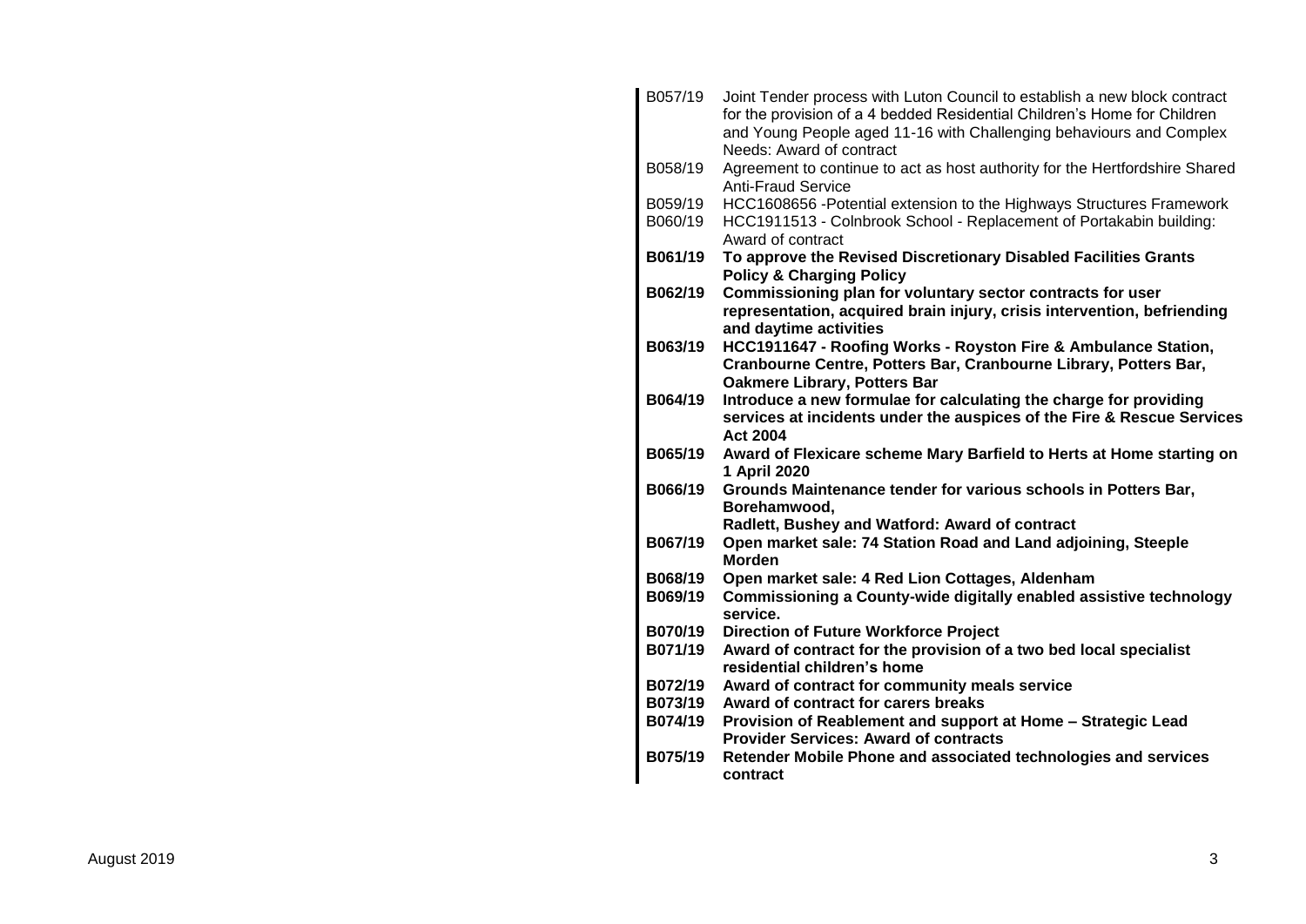| | |
|---|---|
| B057/19 | Joint Tender process with Luton Council to establish a new block contract for the provision of a 4 bedded Residential Children's Home for Children and Young People aged 11-16 with Challenging behaviours and Complex Needs: Award of contract |
| B058/19 | Agreement to continue to act as host authority for the Hertfordshire Shared Anti-Fraud Service |
| B059/19 | HCC1608656 -Potential extension to the Highways Structures Framework |
| B060/19 | HCC1911513 - Colnbrook School - Replacement of Portakabin building: Award of contract |
| **B061/19** | **To approve the Revised Discretionary Disabled Facilities Grants Policy & Charging Policy** |
| **B062/19** | **Commissioning plan for voluntary sector contracts for user representation, acquired brain injury, crisis intervention, befriending and daytime activities** |
| **B063/19** | **HCC1911647 - Roofing Works - Royston Fire & Ambulance Station, Cranbourne Centre, Potters Bar, Cranbourne Library, Potters Bar, Oakmere Library, Potters Bar** |
| **B064/19** | **Introduce a new formulae for calculating the charge for providing services at incidents under the auspices of the Fire & Rescue Services Act 2004** |
| **B065/19** | **Award of Flexicare scheme Mary Barfield to Herts at Home starting on 1 April 2020** |
| **B066/19** | **Grounds Maintenance tender for various schools in Potters Bar, Borehamwood, Radlett, Bushey and Watford: Award of contract** |
| **B067/19** | **Open market sale: 74 Station Road and Land adjoining, Steeple Morden** |
| **B068/19** | **Open market sale: 4 Red Lion Cottages, Aldenham** |
| **B069/19** | **Commissioning a County-wide digitally enabled assistive technology service.** |
| **B070/19** | **Direction of Future Workforce Project** |
| **B071/19** | **Award of contract for the provision of a two bed local specialist residential children's home** |
| **B072/19** | **Award of contract for community meals service** |
| **B073/19** | **Award of contract for carers breaks** |
| **B074/19** | **Provision of Reablement and support at Home – Strategic Lead Provider Services: Award of contracts** |
| **B075/19** | **Retender Mobile Phone and associated technologies and services contract** |

August 2019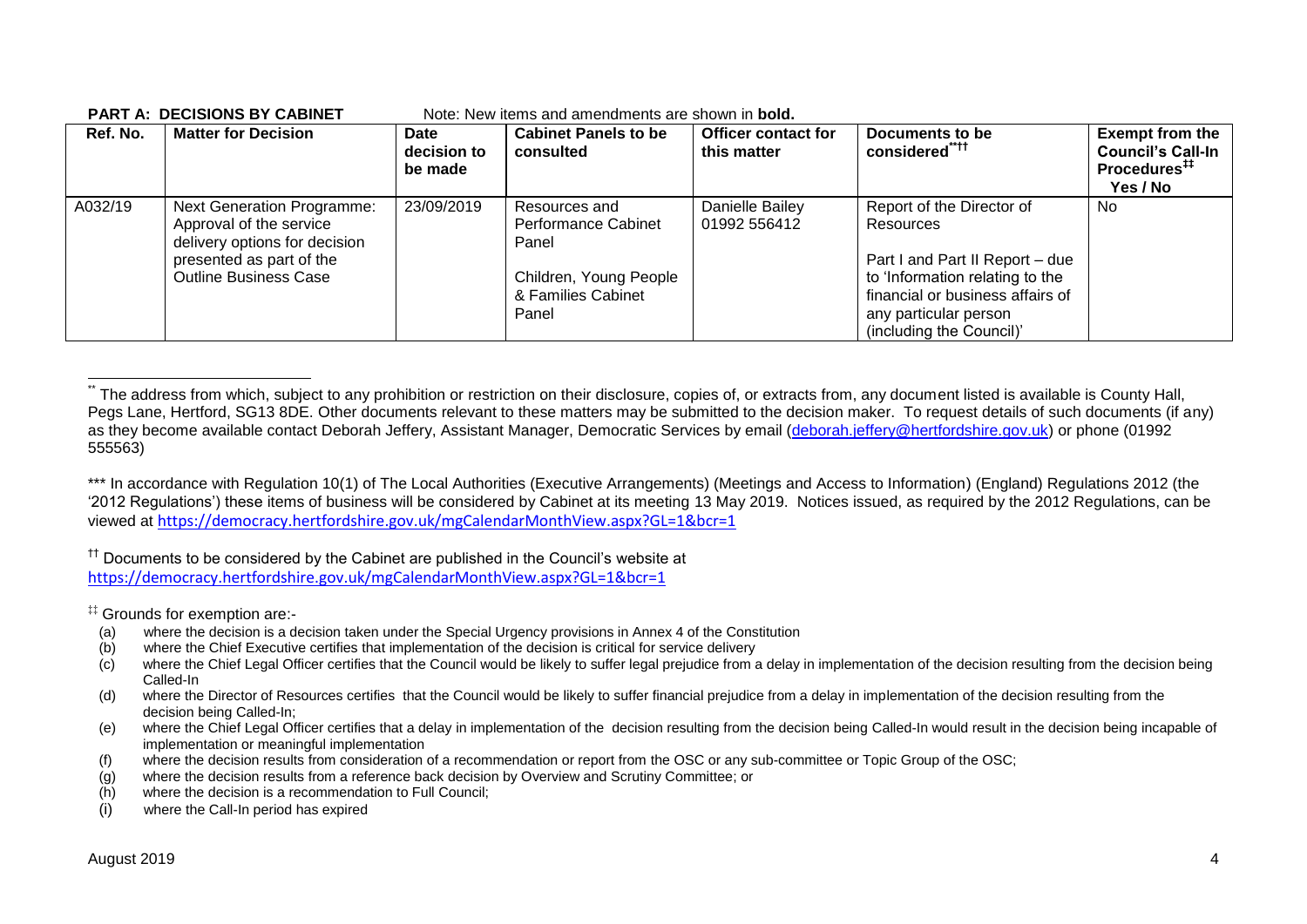**PART A: DECISIONS BY CABINET** Note: New items and amendments are shown in **bold.**

| Ref. No. | Matter for Decision | Date decision to be made | Cabinet Panels to be consulted | Officer contact for this matter | Documents to be considered[**††] | Exempt from the Council's Call-In Procedures[‡‡] Yes / No |
|---|---|---|---|---|---|---|
| A032/19 | Next Generation Programme: Approval of the service delivery options for decision presented as part of the Outline Business Case | 23/09/2019 | Resources and Performance Cabinet Panel<br><br>Children, Young People & Families Cabinet Panel | Danielle Bailey 01992 556412 | Report of the Director of Resources<br><br>Part I and Part II Report – due to 'Information relating to the financial or business affairs of any particular person (including the Council)' | No |

[**] The address from which, subject to any prohibition or restriction on their disclosure, copies of, or extracts from, any document listed is available is County Hall, Pegs Lane, Hertford, SG13 8DE. Other documents relevant to these matters may be submitted to the decision maker. To request details of such documents (if any) as they become available contact Deborah Jeffery, Assistant Manager, Democratic Services by email (deborah.jeffery@hertfordshire.gov.uk) or phone (01992 555563)

*** In accordance with Regulation 10(1) of The Local Authorities (Executive Arrangements) (Meetings and Access to Information) (England) Regulations 2012 (the '2012 Regulations') these items of business will be considered by Cabinet at its meeting 13 May 2019. Notices issued, as required by the 2012 Regulations, can be viewed at https://democracy.hertfordshire.gov.uk/mgCalendarMonthView.aspx?GL=1&bcr=1

[††] Documents to be considered by the Cabinet are published in the Council's website at https://democracy.hertfordshire.gov.uk/mgCalendarMonthView.aspx?GL=1&bcr=1

[‡‡] Grounds for exemption are:-

- (a) where the decision is a decision taken under the Special Urgency provisions in Annex 4 of the Constitution
- (b) where the Chief Executive certifies that implementation of the decision is critical for service delivery
- (c) where the Chief Legal Officer certifies that the Council would be likely to suffer legal prejudice from a delay in implementation of the decision resulting from the decision being Called-In
- (d) where the Director of Resources certifies that the Council would be likely to suffer financial prejudice from a delay in implementation of the decision resulting from the decision being Called-In;
- (e) where the Chief Legal Officer certifies that a delay in implementation of the decision resulting from the decision being Called-In would result in the decision being incapable of implementation or meaningful implementation
- (f) where the decision results from consideration of a recommendation or report from the OSC or any sub-committee or Topic Group of the OSC;
- (g) where the decision results from a reference back decision by Overview and Scrutiny Committee; or
- (h) where the decision is a recommendation to Full Council;
- (i) where the Call-In period has expired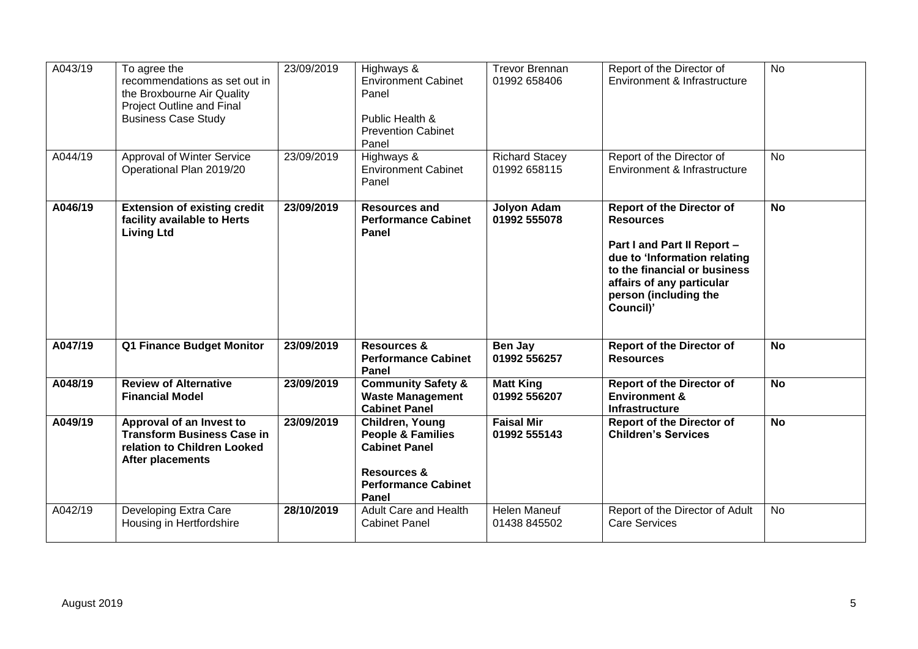| A043/19 | To agree the recommendations as set out in the Broxbourne Air Quality Project Outline and Final Business Case Study | 23/09/2019 | Highways & Environment Cabinet Panel<br><br>Public Health & Prevention Cabinet Panel | Trevor Brennan 01992 658406 | Report of the Director of Environment & Infrastructure | No |
|---|---|---|---|---|---|---|
| A044/19 | Approval of Winter Service Operational Plan 2019/20 | 23/09/2019 | Highways & Environment Cabinet Panel | Richard Stacey 01992 658115 | Report of the Director of Environment & Infrastructure | No |
| **A046/19** | **Extension of existing credit facility available to Herts Living Ltd** | **23/09/2019** | **Resources and Performance Cabinet Panel** | **Jolyon Adam 01992 555078** | **Report of the Director of Resources**<br><br>**Part I and Part II Report – due to 'Information relating to the financial or business affairs of any particular person (including the Council)'** | **No** |
| **A047/19** | **Q1 Finance Budget Monitor** | **23/09/2019** | **Resources & Performance Cabinet Panel** | **Ben Jay 01992 556257** | **Report of the Director of Resources** | **No** |
| **A048/19** | **Review of Alternative Financial Model** | **23/09/2019** | **Community Safety & Waste Management Cabinet Panel** | **Matt King 01992 556207** | **Report of the Director of Environment & Infrastructure** | **No** |
| **A049/19** | **Approval of an Invest to Transform Business Case in relation to Children Looked After placements** | **23/09/2019** | **Children, Young People & Families Cabinet Panel**<br><br>**Resources & Performance Cabinet Panel** | **Faisal Mir 01992 555143** | **Report of the Director of Children's Services** | **No** |
| A042/19 | Developing Extra Care Housing in Hertfordshire | **28/10/2019** | Adult Care and Health Cabinet Panel | Helen Maneuf 01438 845502 | Report of the Director of Adult Care Services | No |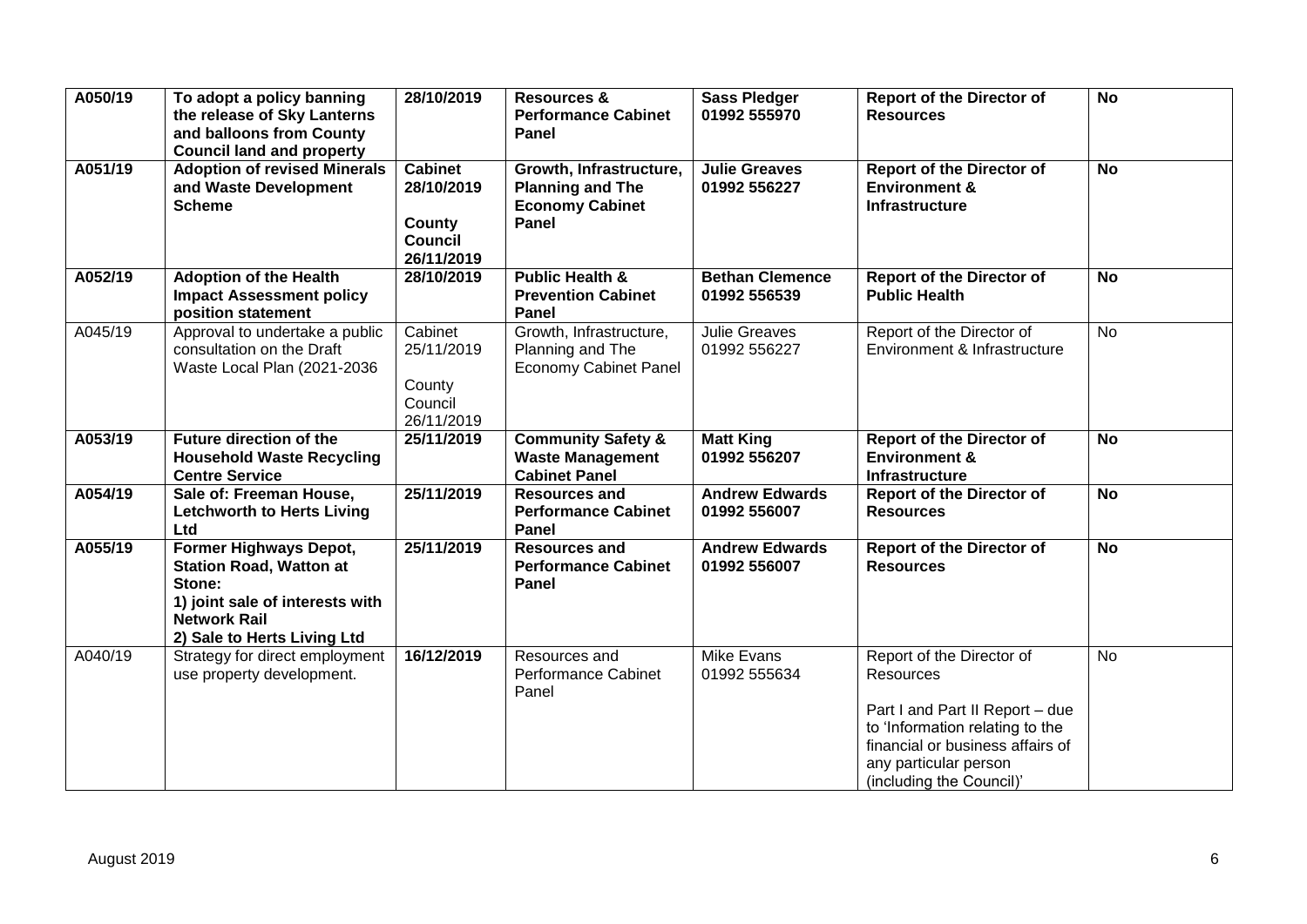| A050/19 | **To adopt a policy banning the release of Sky Lanterns and balloons from County Council land and property** | **28/10/2019** | **Resources & Performance Cabinet Panel** | **Sass Pledger 01992 555970** | **Report of the Director of Resources** | **No** |
|---|---|---|---|---|---|---|
| **A051/19** | **Adoption of revised Minerals and Waste Development Scheme** | **Cabinet 28/10/2019 County Council 26/11/2019** | **Growth, Infrastructure, Planning and The Economy Cabinet Panel** | **Julie Greaves 01992 556227** | **Report of the Director of Environment & Infrastructure** | **No** |
| **A052/19** | **Adoption of the Health Impact Assessment policy position statement** | **28/10/2019** | **Public Health & Prevention Cabinet Panel** | **Bethan Clemence 01992 556539** | **Report of the Director of Public Health** | **No** |
| A045/19 | Approval to undertake a public consultation on the Draft Waste Local Plan (2021-2036 | Cabinet 25/11/2019 County Council 26/11/2019 | Growth, Infrastructure, Planning and The Economy Cabinet Panel | Julie Greaves 01992 556227 | Report of the Director of Environment & Infrastructure | No |
| **A053/19** | **Future direction of the Household Waste Recycling Centre Service** | **25/11/2019** | **Community Safety & Waste Management Cabinet Panel** | **Matt King 01992 556207** | **Report of the Director of Environment & Infrastructure** | **No** |
| **A054/19** | **Sale of: Freeman House, Letchworth to Herts Living Ltd** | **25/11/2019** | **Resources and Performance Cabinet Panel** | **Andrew Edwards 01992 556007** | **Report of the Director of Resources** | **No** |
| **A055/19** | **Former Highways Depot, Station Road, Watton at Stone: 1) joint sale of interests with Network Rail 2) Sale to Herts Living Ltd** | **25/11/2019** | **Resources and Performance Cabinet Panel** | **Andrew Edwards 01992 556007** | **Report of the Director of Resources** | **No** |
| A040/19 | Strategy for direct employment use property development. | **16/12/2019** | Resources and Performance Cabinet Panel | Mike Evans 01992 555634 | Report of the Director of Resources<br><br>Part I and Part II Report – due to 'Information relating to the financial or business affairs of any particular person (including the Council)' | No |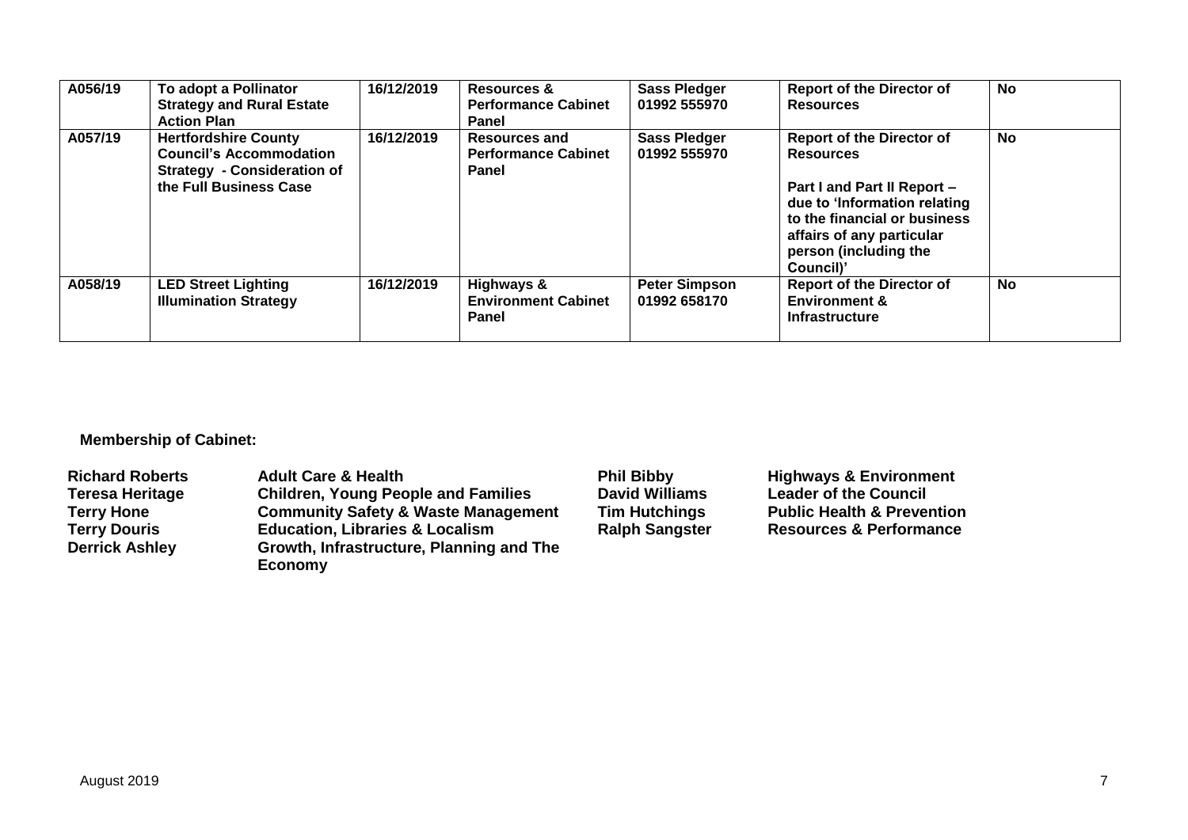| A056/19 | To adopt a Pollinator Strategy and Rural Estate Action Plan | 16/12/2019 | Resources & Performance Cabinet Panel | Sass Pledger 01992 555970 | Report of the Director of Resources | No |
|---|---|---|---|---|---|---|
| A057/19 | Hertfordshire County Council's Accommodation Strategy - Consideration of the Full Business Case | 16/12/2019 | Resources and Performance Cabinet Panel | Sass Pledger 01992 555970 | Report of the Director of Resources<br><br>Part I and Part II Report – due to 'Information relating to the financial or business affairs of any particular person (including the Council)' | No |
| A058/19 | LED Street Lighting Illumination Strategy | 16/12/2019 | Highways & Environment Cabinet Panel | Peter Simpson 01992 658170 | Report of the Director of Environment & Infrastructure | No |

**Membership of Cabinet:**

| | | | |
|---|---|---|---|
| **Richard Roberts** | **Adult Care & Health** | **Phil Bibby** | **Highways & Environment** |
| **Teresa Heritage** | **Children, Young People and Families** | **David Williams** | **Leader of the Council** |
| **Terry Hone** | **Community Safety & Waste Management** | **Tim Hutchings** | **Public Health & Prevention** |
| **Terry Douris** | **Education, Libraries & Localism** | **Ralph Sangster** | **Resources & Performance** |
| **Derrick Ashley** | **Growth, Infrastructure, Planning and The Economy** | | |

August 2019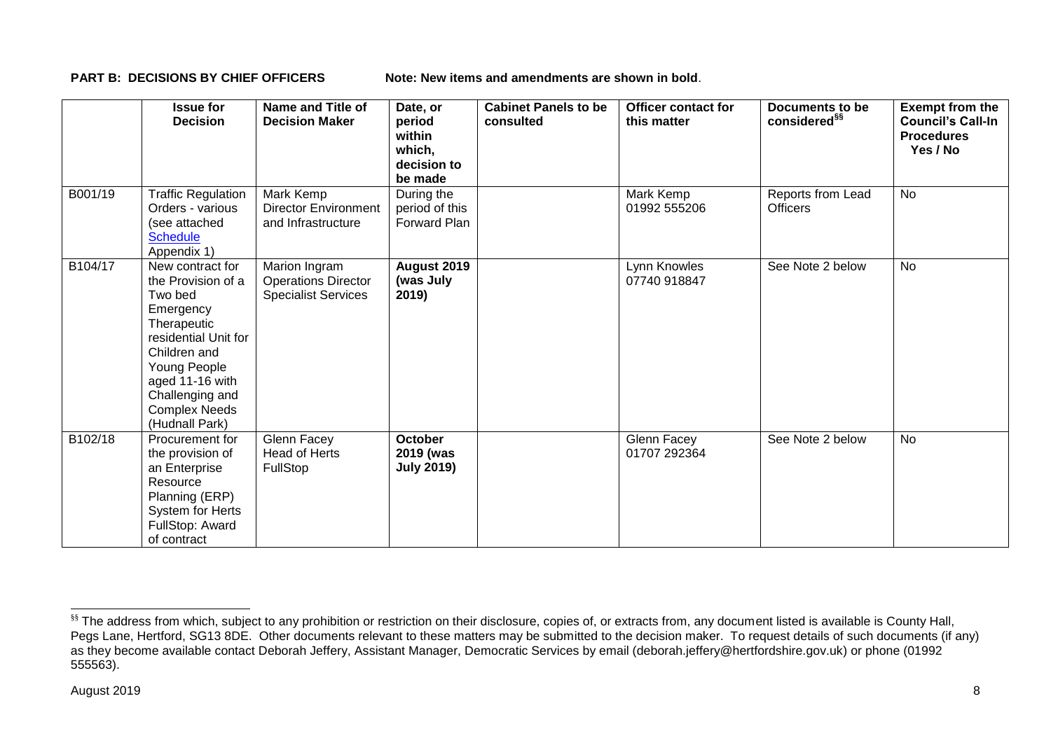**PART B: DECISIONS BY CHIEF OFFICERS** Note: **New items and amendments are shown in bold**.

| | Issue for Decision | Name and Title of Decision Maker | Date, or period within which, decision to be made | Cabinet Panels to be consulted | Officer contact for this matter | Documents to be considered[§§] | Exempt from the Council's Call-In Procedures Yes / No |
|---|---|---|---|---|---|---|---|
| B001/19 | Traffic Regulation Orders - various (see attached Schedule Appendix 1) | Mark Kemp Director Environment and Infrastructure | During the period of this Forward Plan | | Mark Kemp 01992 555206 | Reports from Lead Officers | No |
| B104/17 | New contract for the Provision of a Two bed Emergency Therapeutic residential Unit for Children and Young People aged 11-16 with Challenging and Complex Needs (Hudnall Park) | Marion Ingram Operations Director Specialist Services | **August 2019 (was July 2019)** | | Lynn Knowles 07740 918847 | See Note 2 below | No |
| B102/18 | Procurement for the provision of an Enterprise Resource Planning (ERP) System for Herts FullStop: Award of contract | Glenn Facey Head of Herts FullStop | **October 2019 (was July 2019)** | | Glenn Facey 01707 292364 | See Note 2 below | No |

[§§] The address from which, subject to any prohibition or restriction on their disclosure, copies of, or extracts from, any document listed is available is County Hall, Pegs Lane, Hertford, SG13 8DE. Other documents relevant to these matters may be submitted to the decision maker. To request details of such documents (if any) as they become available contact Deborah Jeffery, Assistant Manager, Democratic Services by email (deborah.jeffery@hertfordshire.gov.uk) or phone (01992 555563).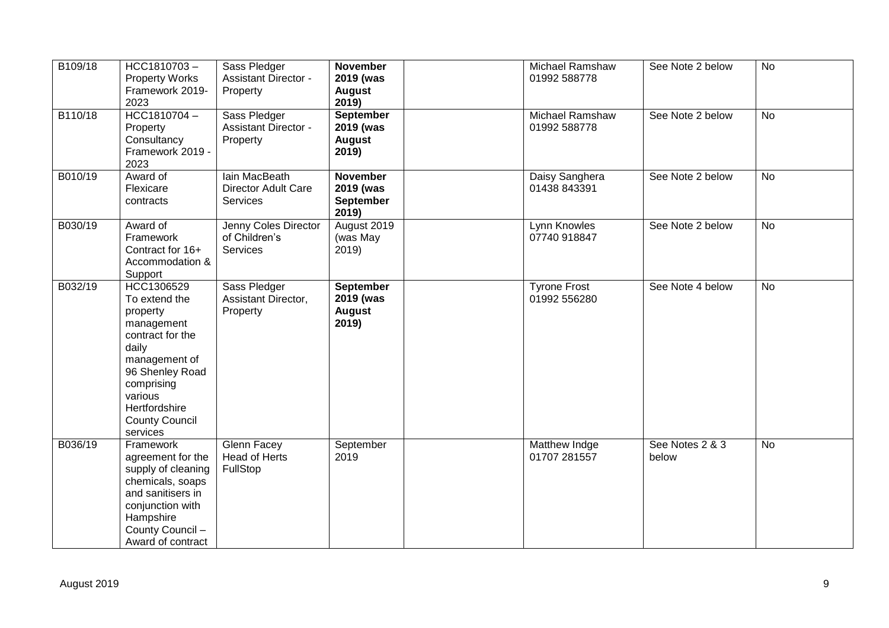| | | | | | | | |
|---|---|---|---|---|---|---|---|
| B109/18 | HCC1810703 – Property Works Framework 2019-2023 | Sass Pledger Assistant Director - Property | **November 2019 (was August 2019)** | | Michael Ramshaw 01992 588778 | See Note 2 below | No |
| B110/18 | HCC1810704 – Property Consultancy Framework 2019 - 2023 | Sass Pledger Assistant Director - Property | **September 2019 (was August 2019)** | | Michael Ramshaw 01992 588778 | See Note 2 below | No |
| B010/19 | Award of Flexicare contracts | Iain MacBeath Director Adult Care Services | **November 2019 (was September 2019)** | | Daisy Sanghera 01438 843391 | See Note 2 below | No |
| B030/19 | Award of Framework Contract for 16+ Accommodation & Support | Jenny Coles Director of Children's Services | August 2019 (was May 2019) | | Lynn Knowles 07740 918847 | See Note 2 below | No |
| B032/19 | HCC1306529 To extend the property management contract for the daily management of 96 Shenley Road comprising various Hertfordshire County Council services | Sass Pledger Assistant Director, Property | **September 2019 (was August 2019)** | | Tyrone Frost 01992 556280 | See Note 4 below | No |
| B036/19 | Framework agreement for the supply of cleaning chemicals, soaps and sanitisers in conjunction with Hampshire County Council – Award of contract | Glenn Facey Head of Herts FullStop | September 2019 | | Matthew Indge 01707 281557 | See Notes 2 & 3 below | No |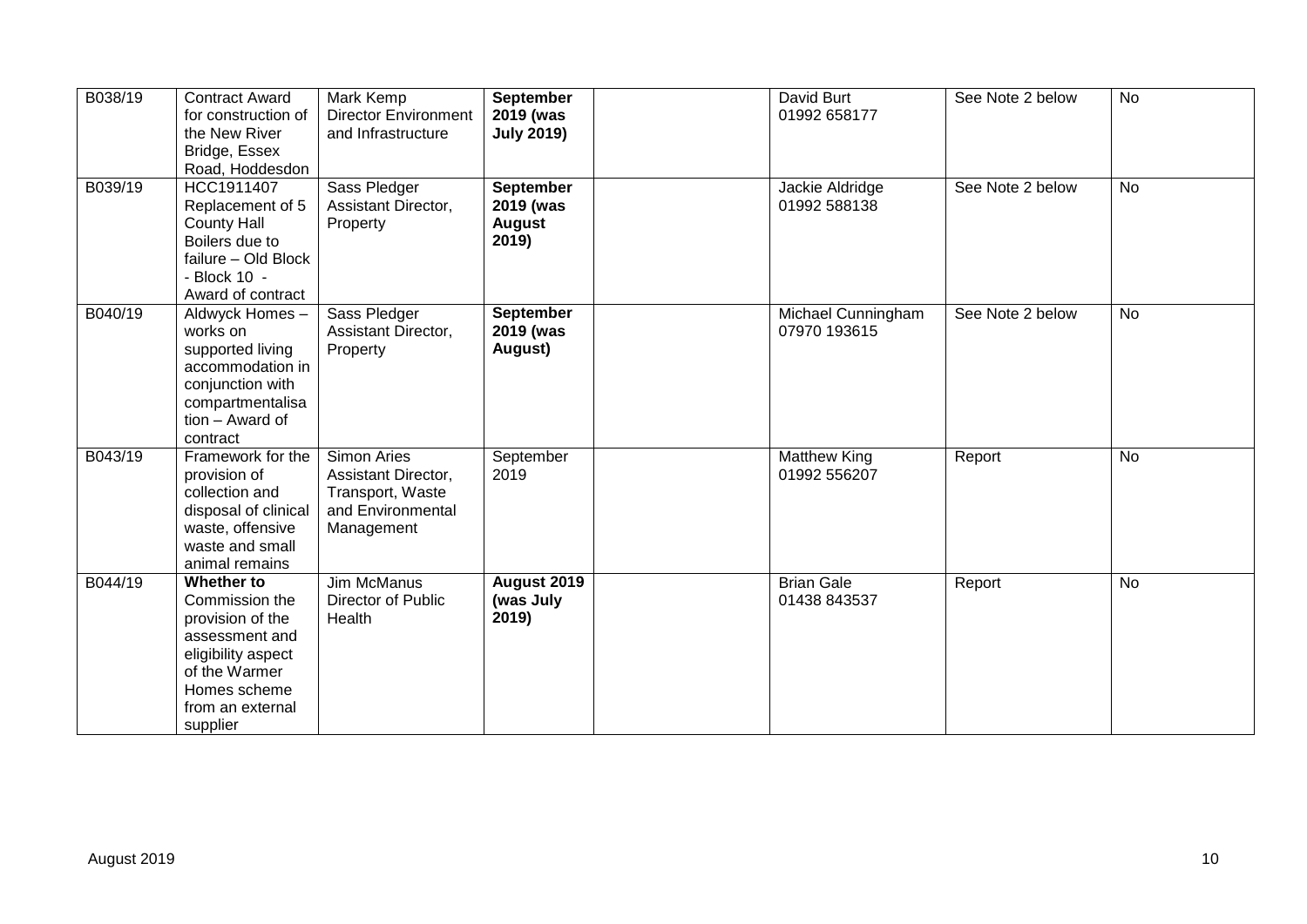| B038/19 | Contract Award for construction of the New River Bridge, Essex Road, Hoddesdon | Mark Kemp Director Environment and Infrastructure | **September 2019 (was July 2019)** | | David Burt 01992 658177 | See Note 2 below | No |
|---|---|---|---|---|---|---|---|
| B039/19 | HCC1911407 Replacement of 5 County Hall Boilers due to failure – Old Block - Block 10 - Award of contract | Sass Pledger Assistant Director, Property | **September 2019 (was August 2019)** | | Jackie Aldridge 01992 588138 | See Note 2 below | No |
| B040/19 | Aldwyck Homes – works on supported living accommodation in conjunction with compartmentalisation – Award of contract | Sass Pledger Assistant Director, Property | **September 2019 (was August)** | | Michael Cunningham 07970 193615 | See Note 2 below | No |
| B043/19 | Framework for the provision of collection and disposal of clinical waste, offensive waste and small animal remains | Simon Aries Assistant Director, Transport, Waste and Environmental Management | September 2019 | | Matthew King 01992 556207 | Report | No |
| B044/19 | **Whether to** Commission the provision of the assessment and eligibility aspect of the Warmer Homes scheme from an external supplier | Jim McManus Director of Public Health | **August 2019 (was July 2019)** | | Brian Gale 01438 843537 | Report | No |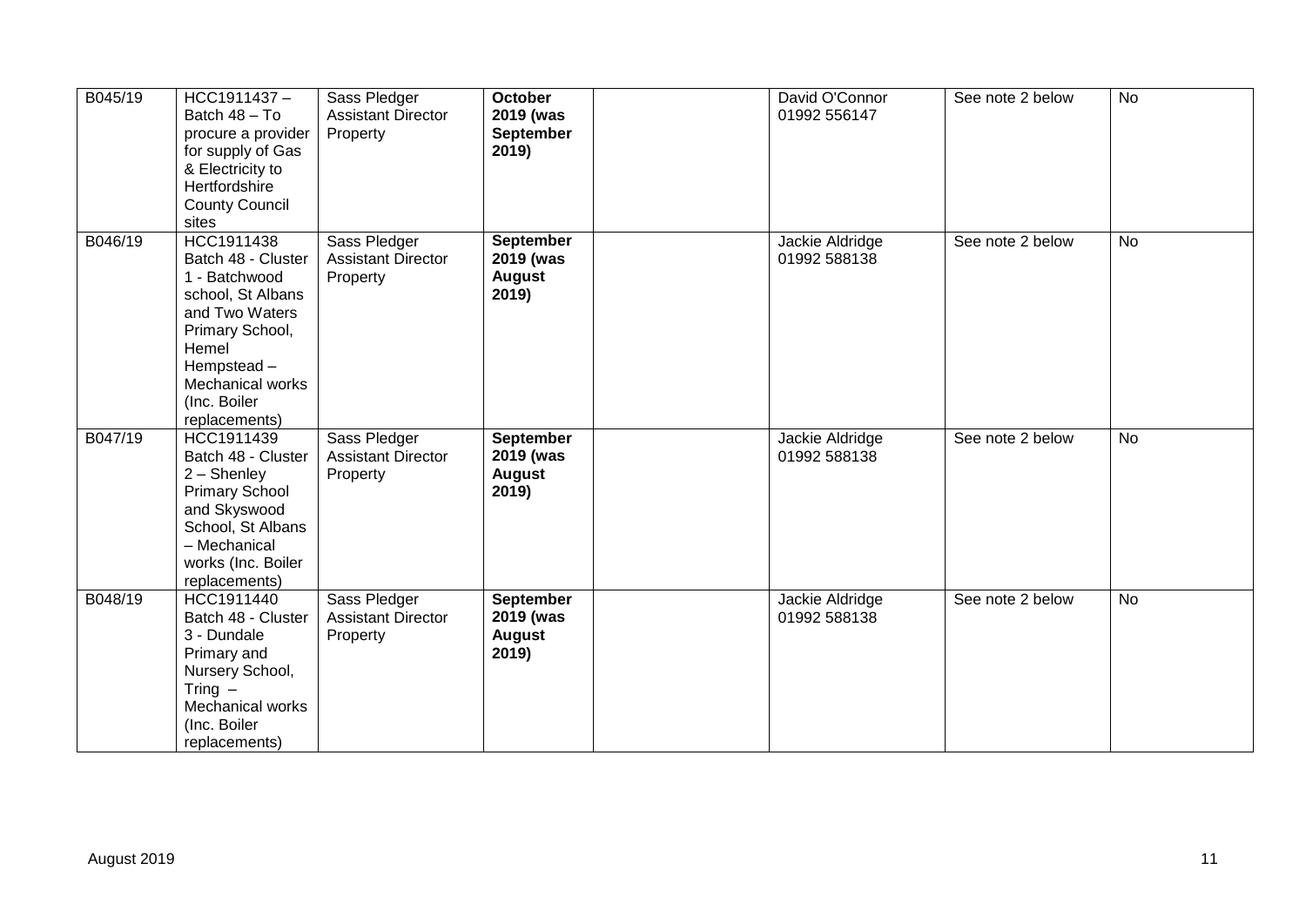| B045/19 | HCC1911437 – Batch 48 – To procure a provider for supply of Gas & Electricity to Hertfordshire County Council sites | Sass Pledger Assistant Director Property | **October 2019 (was September 2019)** | | David O'Connor 01992 556147 | See note 2 below | No |
|---|---|---|---|---|---|---|---|
| B046/19 | HCC1911438 Batch 48 - Cluster 1 - Batchwood school, St Albans and Two Waters Primary School, Hemel Hempstead – Mechanical works (Inc. Boiler replacements) | Sass Pledger Assistant Director Property | **September 2019 (was August 2019)** | | Jackie Aldridge 01992 588138 | See note 2 below | No |
| B047/19 | HCC1911439 Batch 48 - Cluster 2 – Shenley Primary School and Skyswood School, St Albans – Mechanical works (Inc. Boiler replacements) | Sass Pledger Assistant Director Property | **September 2019 (was August 2019)** | | Jackie Aldridge 01992 588138 | See note 2 below | No |
| B048/19 | HCC1911440 Batch 48 - Cluster 3 - Dundale Primary and Nursery School, Tring – Mechanical works (Inc. Boiler replacements) | Sass Pledger Assistant Director Property | **September 2019 (was August 2019)** | | Jackie Aldridge 01992 588138 | See note 2 below | No |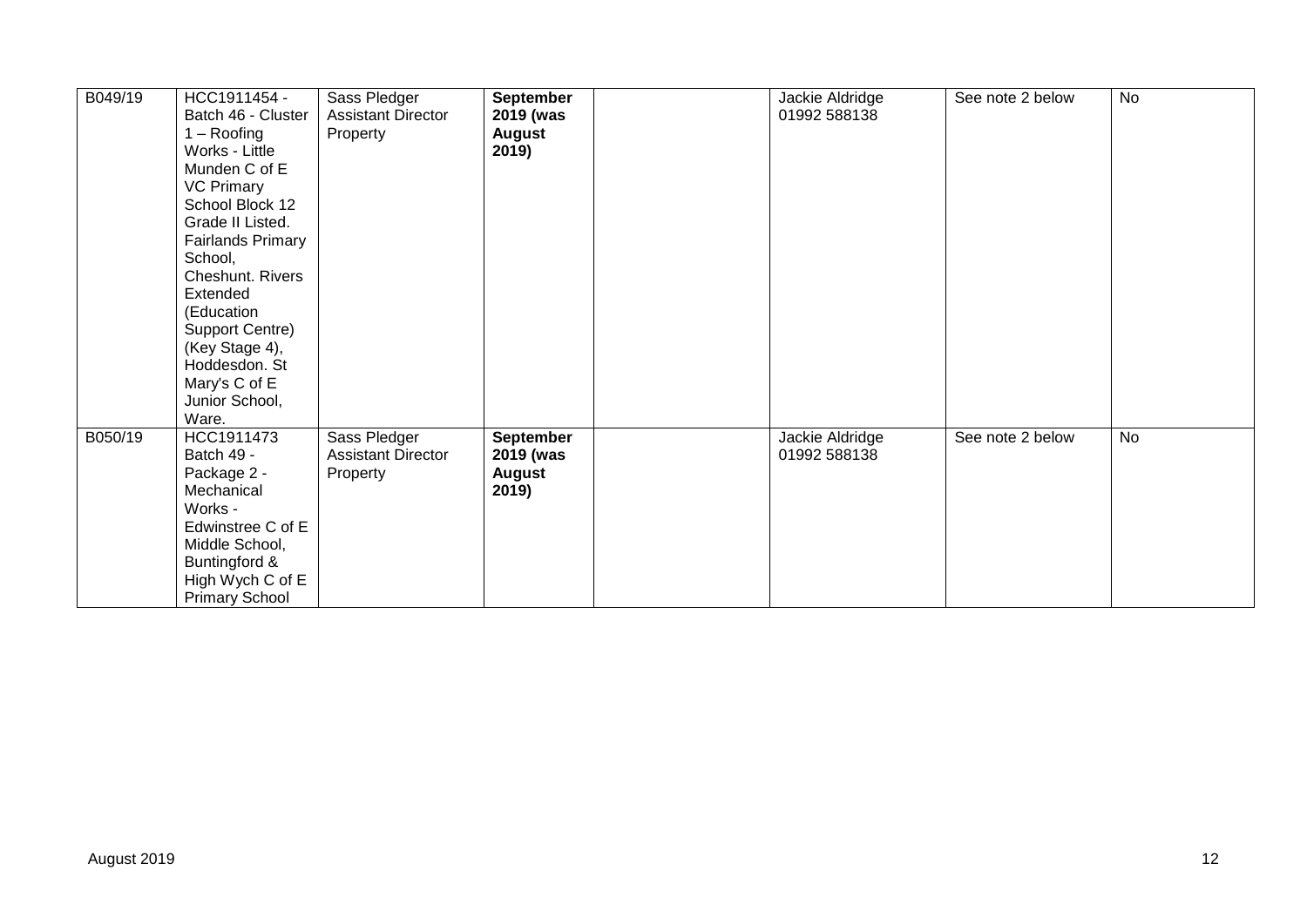| | | | | | | | |
|---|---|---|---|---|---|---|---|
| B049/19 | HCC1911454 - Batch 46 - Cluster 1 – Roofing Works - Little Munden C of E VC Primary School Block 12 Grade II Listed. Fairlands Primary School, Cheshunt. Rivers Extended (Education Support Centre) (Key Stage 4), Hoddesdon. St Mary's C of E Junior School, Ware. | Sass Pledger Assistant Director Property | **September 2019 (was August 2019)** | | Jackie Aldridge 01992 588138 | See note 2 below | No |
| B050/19 | HCC1911473 Batch 49 - Package 2 - Mechanical Works - Edwinstree C of E Middle School, Buntingford & High Wych C of E Primary School | Sass Pledger Assistant Director Property | **September 2019 (was August 2019)** | | Jackie Aldridge 01992 588138 | See note 2 below | No |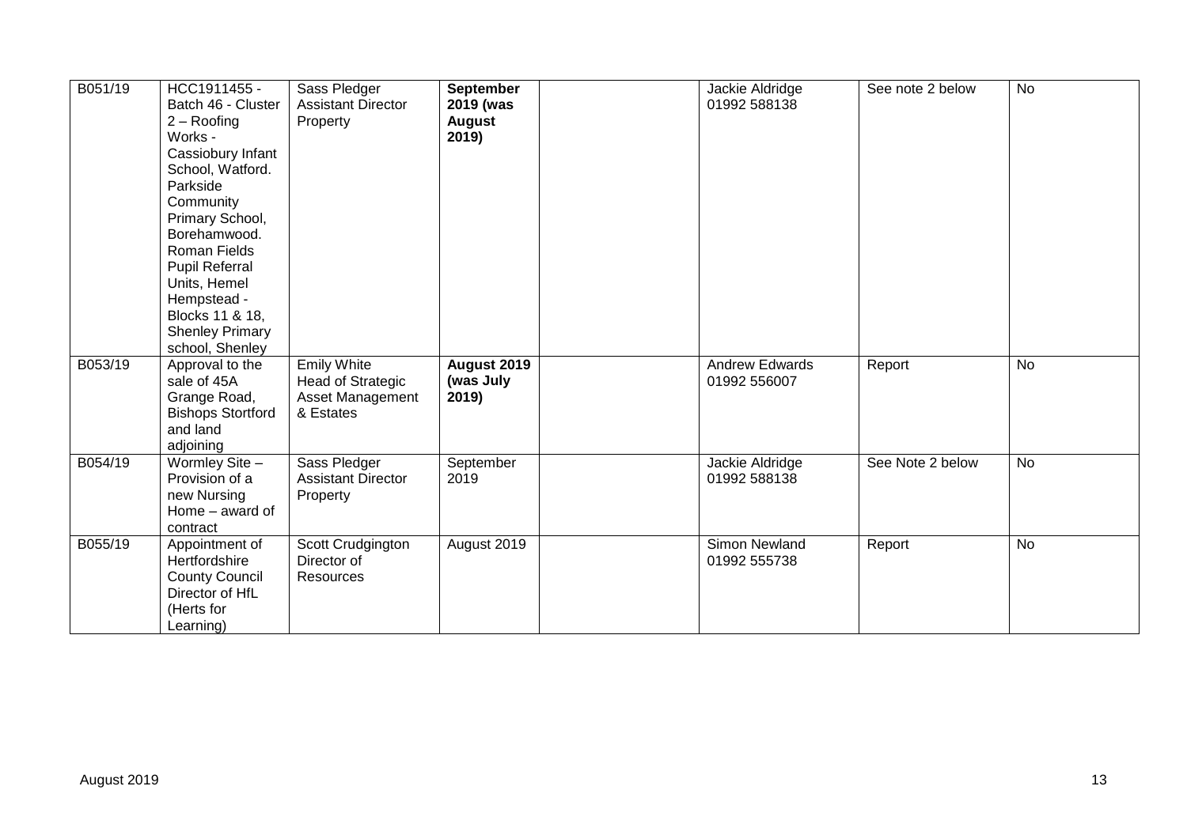| B051/19 | HCC1911455 - Batch 46 - Cluster 2 – Roofing Works - Cassiobury Infant School, Watford. Parkside Community Primary School, Borehamwood. Roman Fields Pupil Referral Units, Hemel Hempstead - Blocks 11 & 18, Shenley Primary school, Shenley | Sass Pledger Assistant Director Property | **September 2019 (was August 2019)** | | Jackie Aldridge 01992 588138 | See note 2 below | No |
|---|---|---|---|---|---|---|---|
| B053/19 | Approval to the sale of 45A Grange Road, Bishops Stortford and land adjoining | Emily White Head of Strategic Asset Management & Estates | **August 2019 (was July 2019)** | | Andrew Edwards 01992 556007 | Report | No |
| B054/19 | Wormley Site – Provision of a new Nursing Home – award of contract | Sass Pledger Assistant Director Property | September 2019 | | Jackie Aldridge 01992 588138 | See Note 2 below | No |
| B055/19 | Appointment of Hertfordshire County Council Director of HfL (Herts for Learning) | Scott Crudgington Director of Resources | August 2019 | | Simon Newland 01992 555738 | Report | No |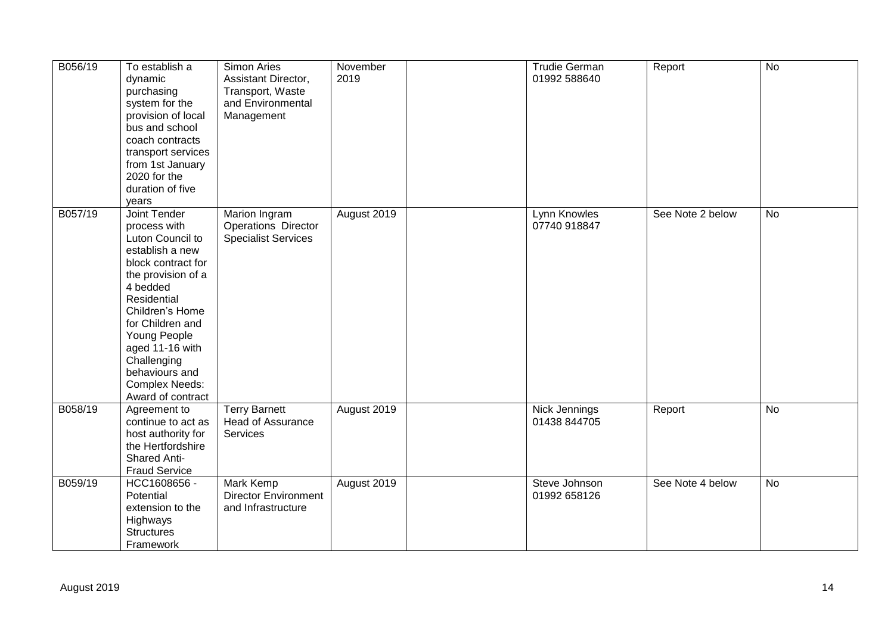| B056/19 | To establish a dynamic purchasing system for the provision of local bus and school coach contracts transport services from 1st January 2020 for the duration of five years | Simon Aries Assistant Director, Transport, Waste and Environmental Management | November 2019 | | Trudie German 01992 588640 | Report | No |
|---|---|---|---|---|---|---|---|
| B057/19 | Joint Tender process with Luton Council to establish a new block contract for the provision of a 4 bedded Residential Children's Home for Children and Young People aged 11-16 with Challenging behaviours and Complex Needs: Award of contract | Marion Ingram Operations Director Specialist Services | August 2019 | | Lynn Knowles 07740 918847 | See Note 2 below | No |
| B058/19 | Agreement to continue to act as host authority for the Hertfordshire Shared Anti-Fraud Service | Terry Barnett Head of Assurance Services | August 2019 | | Nick Jennings 01438 844705 | Report | No |
| B059/19 | HCC1608656 - Potential extension to the Highways Structures Framework | Mark Kemp Director Environment and Infrastructure | August 2019 | | Steve Johnson 01992 658126 | See Note 4 below | No |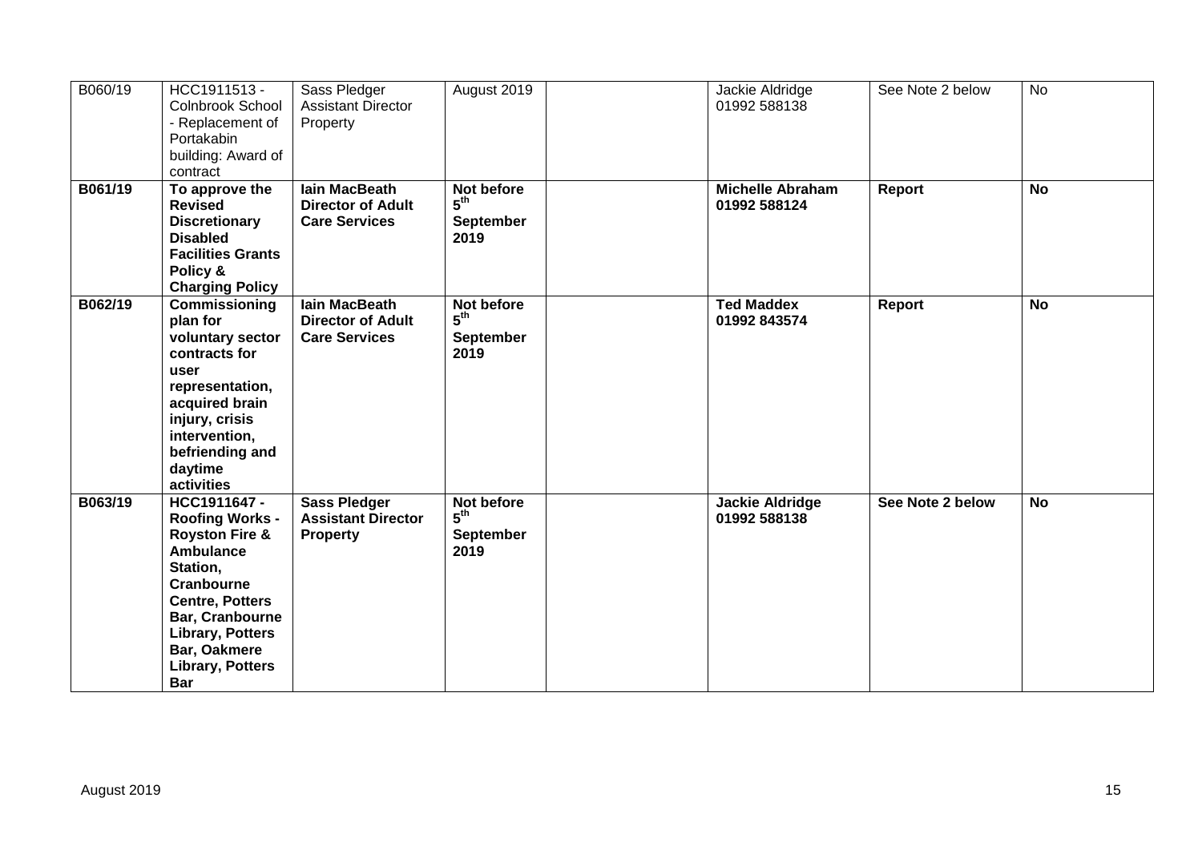| B060/19 | HCC1911513 - Colnbrook School - Replacement of Portakabin building: Award of contract | Sass Pledger Assistant Director Property | August 2019 | | Jackie Aldridge 01992 588138 | See Note 2 below | No |
|---|---|---|---|---|---|---|---|
| **B061/19** | **To approve the Revised Discretionary Disabled Facilities Grants Policy & Charging Policy** | **Iain MacBeath Director of Adult Care Services** | **Not before 5th September 2019** | | **Michelle Abraham 01992 588124** | **Report** | **No** |
| **B062/19** | **Commissioning plan for voluntary sector contracts for user representation, acquired brain injury, crisis intervention, befriending and daytime activities** | **Iain MacBeath Director of Adult Care Services** | **Not before 5th September 2019** | | **Ted Maddex 01992 843574** | **Report** | **No** |
| **B063/19** | **HCC1911647 - Roofing Works - Royston Fire & Ambulance Station, Cranbourne Centre, Potters Bar, Cranbourne Library, Potters Bar, Oakmere Library, Potters Bar** | **Sass Pledger Assistant Director Property** | **Not before 5th September 2019** | | **Jackie Aldridge 01992 588138** | **See Note 2 below** | **No** |

August 2019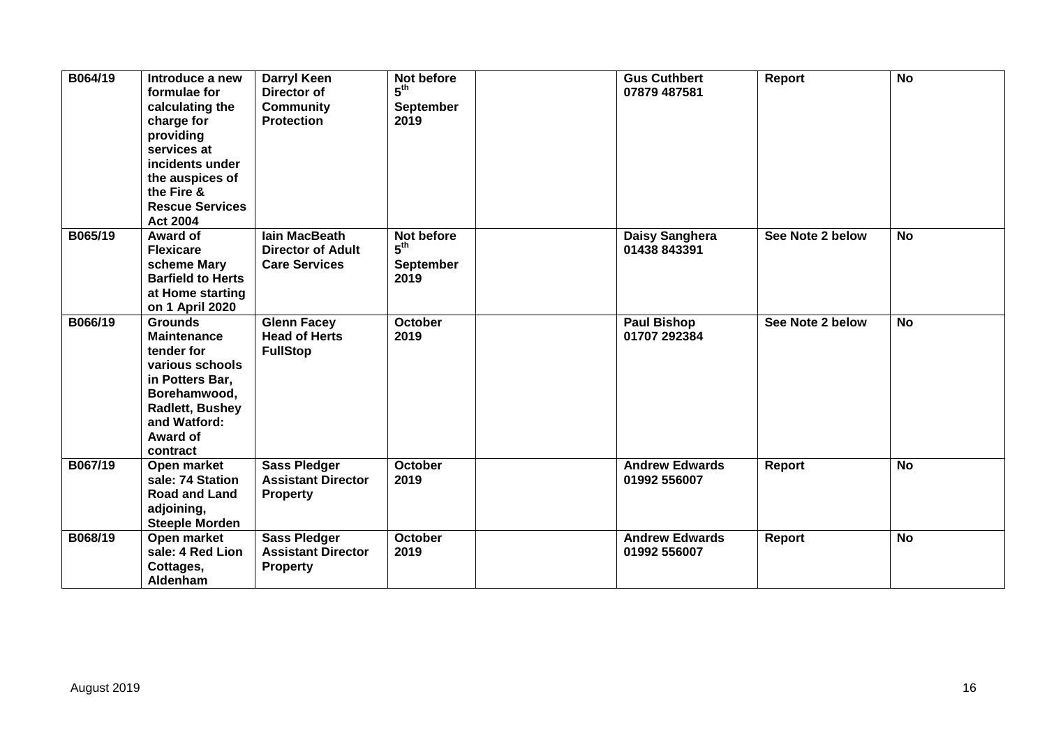| B064/19 | Introduce a new formulae for calculating the charge for providing services at incidents under the auspices of the Fire & Rescue Services Act 2004 | Darryl Keen Director of Community Protection | Not before 5th September 2019 | | Gus Cuthbert 07879 487581 | Report | No |
|---|---|---|---|---|---|---|---|
| B065/19 | Award of Flexicare scheme Mary Barfield to Herts at Home starting on 1 April 2020 | Iain MacBeath Director of Adult Care Services | Not before 5th September 2019 | | Daisy Sanghera 01438 843391 | See Note 2 below | No |
| B066/19 | Grounds Maintenance tender for various schools in Potters Bar, Borehamwood, Radlett, Bushey and Watford: Award of contract | Glenn Facey Head of Herts FullStop | October 2019 | | Paul Bishop 01707 292384 | See Note 2 below | No |
| B067/19 | Open market sale: 74 Station Road and Land adjoining, Steeple Morden | Sass Pledger Assistant Director Property | October 2019 | | Andrew Edwards 01992 556007 | Report | No |
| B068/19 | Open market sale: 4 Red Lion Cottages, Aldenham | Sass Pledger Assistant Director Property | October 2019 | | Andrew Edwards 01992 556007 | Report | No |

August 2019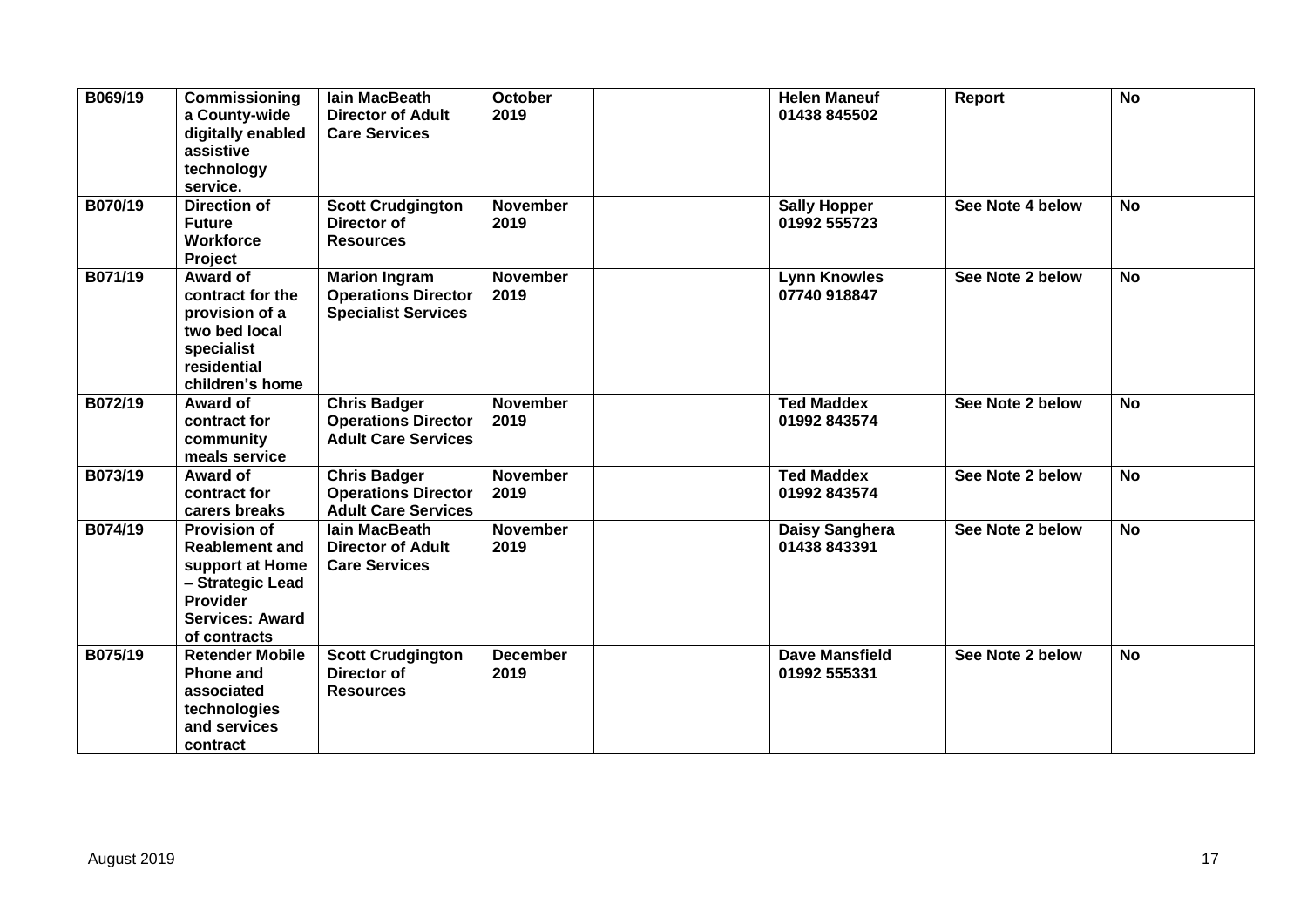| B069/19 | Commissioning a County-wide digitally enabled assistive technology service. | Iain MacBeath Director of Adult Care Services | October 2019 | | Helen Maneuf 01438 845502 | Report | No |
|---|---|---|---|---|---|---|---|
| B070/19 | Direction of Future Workforce Project | Scott Crudgington Director of Resources | November 2019 | | Sally Hopper 01992 555723 | See Note 4 below | No |
| B071/19 | Award of contract for the provision of a two bed local specialist residential children's home | Marion Ingram Operations Director Specialist Services | November 2019 | | Lynn Knowles 07740 918847 | See Note 2 below | No |
| B072/19 | Award of contract for community meals service | Chris Badger Operations Director Adult Care Services | November 2019 | | Ted Maddex 01992 843574 | See Note 2 below | No |
| B073/19 | Award of contract for carers breaks | Chris Badger Operations Director Adult Care Services | November 2019 | | Ted Maddex 01992 843574 | See Note 2 below | No |
| B074/19 | Provision of Reablement and support at Home – Strategic Lead Provider Services: Award of contracts | Iain MacBeath Director of Adult Care Services | November 2019 | | Daisy Sanghera 01438 843391 | See Note 2 below | No |
| B075/19 | Retender Mobile Phone and associated technologies and services contract | Scott Crudgington Director of Resources | December 2019 | | Dave Mansfield 01992 555331 | See Note 2 below | No |

August 2019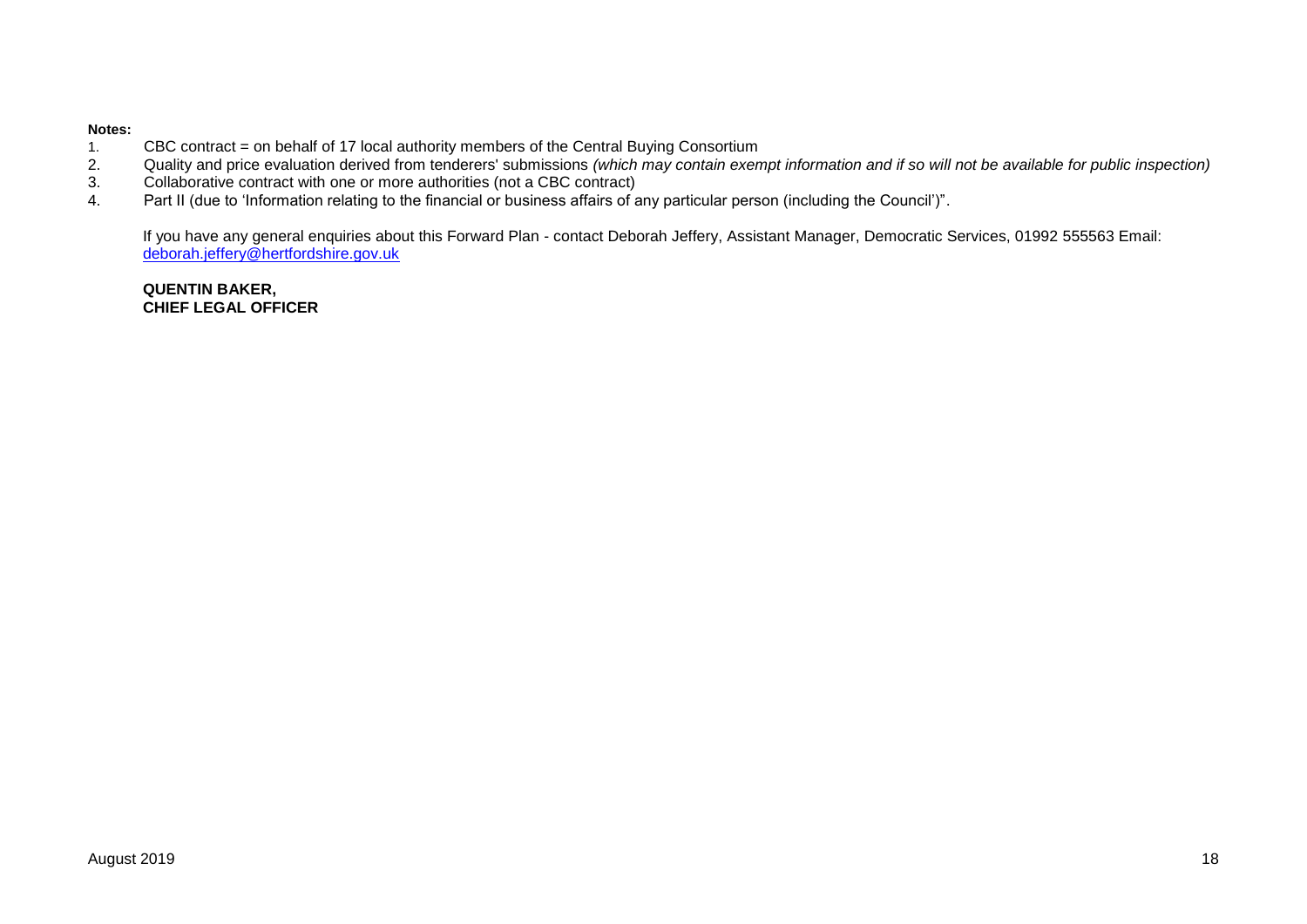**Notes:**

1. CBC contract = on behalf of 17 local authority members of the Central Buying Consortium
2. Quality and price evaluation derived from tenderers' submissions *(which may contain exempt information and if so will not be available for public inspection)*
3. Collaborative contract with one or more authorities (not a CBC contract)
4. Part II (due to 'Information relating to the financial or business affairs of any particular person (including the Council')".

If you have any general enquiries about this Forward Plan - contact Deborah Jeffery, Assistant Manager, Democratic Services, 01992 555563 Email: [deborah.jeffery@hertfordshire.gov.uk](mailto:deborah.jeffery@hertfordshire.gov.uk)

**QUENTIN BAKER,**
**CHIEF LEGAL OFFICER**

August 2019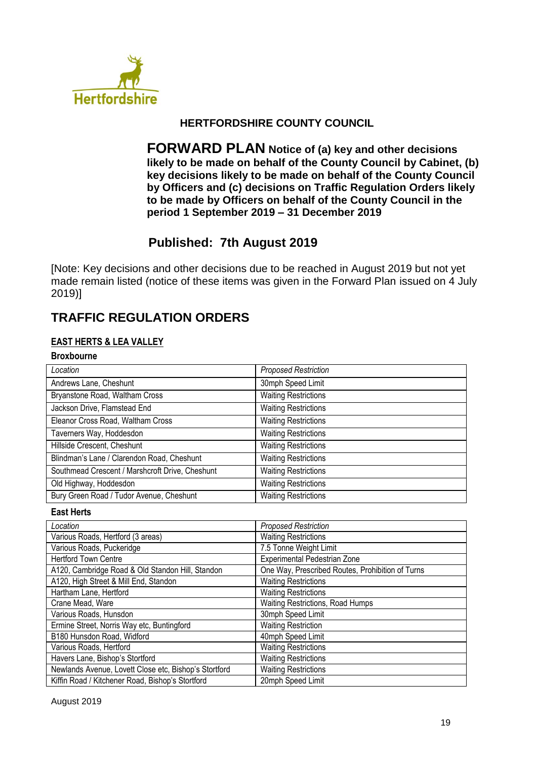**HERTFORDSHIRE COUNTY COUNCIL**

# FORWARD PLAN Notice of (a) key and other decisions likely to be made on behalf of the County Council by Cabinet, (b) key decisions likely to be made on behalf of the County Council by Officers and (c) decisions on Traffic Regulation Orders likely to be made by Officers on behalf of the County Council in the period 1 September 2019 – 31 December 2019

## Published: 7th August 2019

[Note: Key decisions and other decisions due to be reached in August 2019 but not yet made remain listed (notice of these items was given in the Forward Plan issued on 4 July 2019)]

## TRAFFIC REGULATION ORDERS

### EAST HERTS & LEA VALLEY

**Broxbourne**

| *Location* | *Proposed Restriction* |
|---|---|
| Andrews Lane, Cheshunt | 30mph Speed Limit |
| Bryanstone Road, Waltham Cross | Waiting Restrictions |
| Jackson Drive, Flamstead End | Waiting Restrictions |
| Eleanor Cross Road, Waltham Cross | Waiting Restrictions |
| Taverners Way, Hoddesdon | Waiting Restrictions |
| Hillside Crescent, Cheshunt | Waiting Restrictions |
| Blindman's Lane / Clarendon Road, Cheshunt | Waiting Restrictions |
| Southmead Crescent / Marshcroft Drive, Cheshunt | Waiting Restrictions |
| Old Highway, Hoddesdon | Waiting Restrictions |
| Bury Green Road / Tudor Avenue, Cheshunt | Waiting Restrictions |

**East Herts**

| *Location* | *Proposed Restriction* |
|---|---|
| Various Roads, Hertford (3 areas) | Waiting Restrictions |
| Various Roads, Puckeridge | 7.5 Tonne Weight Limit |
| Hertford Town Centre | Experimental Pedestrian Zone |
| A120, Cambridge Road & Old Standon Hill, Standon | One Way, Prescribed Routes, Prohibition of Turns |
| A120, High Street & Mill End, Standon | Waiting Restrictions |
| Hartham Lane, Hertford | Waiting Restrictions |
| Crane Mead, Ware | Waiting Restrictions, Road Humps |
| Various Roads, Hunsdon | 30mph Speed Limit |
| Ermine Street, Norris Way etc, Buntingford | Waiting Restriction |
| B180 Hunsdon Road, Widford | 40mph Speed Limit |
| Various Roads, Hertford | Waiting Restrictions |
| Havers Lane, Bishop's Stortford | Waiting Restrictions |
| Newlands Avenue, Lovett Close etc, Bishop's Stortford | Waiting Restrictions |
| Kiffin Road / Kitchener Road, Bishop's Stortford | 20mph Speed Limit |

August 2019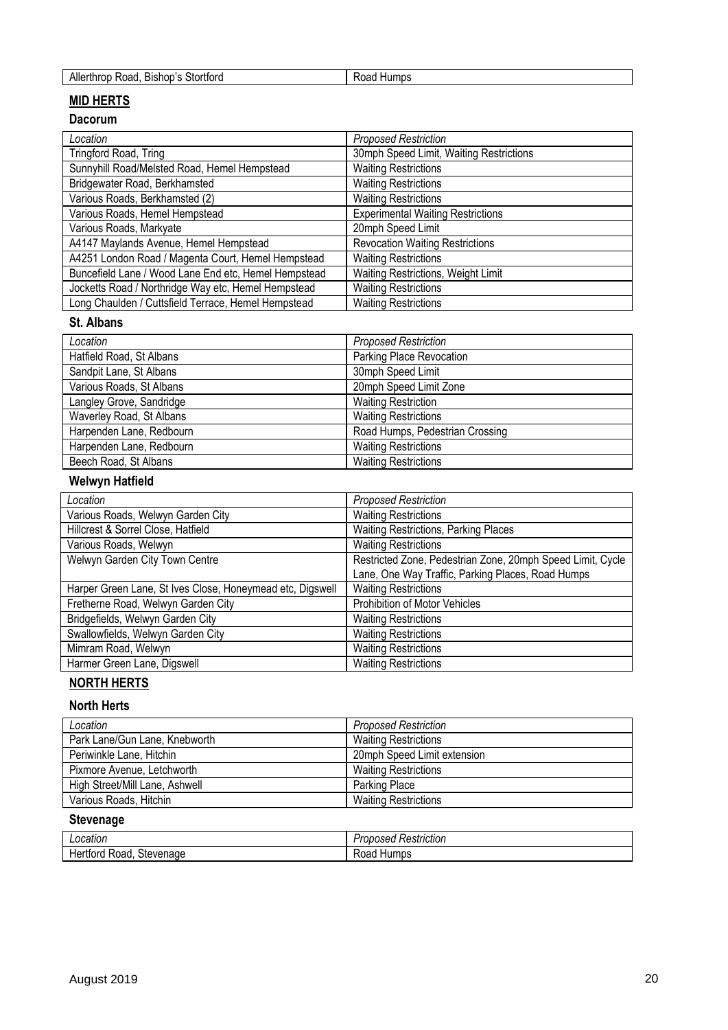| Allerthrop Road, Bishop's Stortford | Road Humps |
|---|---|

## **MID HERTS**

### Dacorum

| *Location* | *Proposed Restriction* |
|---|---|
| Tringford Road, Tring | 30mph Speed Limit, Waiting Restrictions |
| Sunnyhill Road/Melsted Road, Hemel Hempstead | Waiting Restrictions |
| Bridgewater Road, Berkhamsted | Waiting Restrictions |
| Various Roads, Berkhamsted (2) | Waiting Restrictions |
| Various Roads, Hemel Hempstead | Experimental Waiting Restrictions |
| Various Roads, Markyate | 20mph Speed Limit |
| A4147 Maylands Avenue, Hemel Hempstead | Revocation Waiting Restrictions |
| A4251 London Road / Magenta Court, Hemel Hempstead | Waiting Restrictions |
| Buncefield Lane / Wood Lane End etc, Hemel Hempstead | Waiting Restrictions, Weight Limit |
| Jocketts Road / Northridge Way etc, Hemel Hempstead | Waiting Restrictions |
| Long Chaulden / Cuttsfield Terrace, Hemel Hempstead | Waiting Restrictions |

### St. Albans

| *Location* | *Proposed Restriction* |
|---|---|
| Hatfield Road, St Albans | Parking Place Revocation |
| Sandpit Lane, St Albans | 30mph Speed Limit |
| Various Roads, St Albans | 20mph Speed Limit Zone |
| Langley Grove, Sandridge | Waiting Restriction |
| Waverley Road, St Albans | Waiting Restrictions |
| Harpenden Lane, Redbourn | Road Humps, Pedestrian Crossing |
| Harpenden Lane, Redbourn | Waiting Restrictions |
| Beech Road, St Albans | Waiting Restrictions |

### Welwyn Hatfield

| *Location* | *Proposed Restriction* |
|---|---|
| Various Roads, Welwyn Garden City | Waiting Restrictions |
| Hillcrest & Sorrel Close, Hatfield | Waiting Restrictions, Parking Places |
| Various Roads, Welwyn | Waiting Restrictions |
| Welwyn Garden City Town Centre | Restricted Zone, Pedestrian Zone, 20mph Speed Limit, Cycle Lane, One Way Traffic, Parking Places, Road Humps |
| Harper Green Lane, St Ives Close, Honeymead etc, Digswell | Waiting Restrictions |
| Fretherne Road, Welwyn Garden City | Prohibition of Motor Vehicles |
| Bridgefields, Welwyn Garden City | Waiting Restrictions |
| Swallowfields, Welwyn Garden City | Waiting Restrictions |
| Mimram Road, Welwyn | Waiting Restrictions |
| Harmer Green Lane, Digswell | Waiting Restrictions |

## **NORTH HERTS**

### North Herts

| *Location* | *Proposed Restriction* |
|---|---|
| Park Lane/Gun Lane, Knebworth | Waiting Restrictions |
| Periwinkle Lane, Hitchin | 20mph Speed Limit extension |
| Pixmore Avenue, Letchworth | Waiting Restrictions |
| High Street/Mill Lane, Ashwell | Parking Place |
| Various Roads, Hitchin | Waiting Restrictions |

### Stevenage

| *Location* | *Proposed Restriction* |
|---|---|
| Hertford Road, Stevenage | Road Humps |

August 2019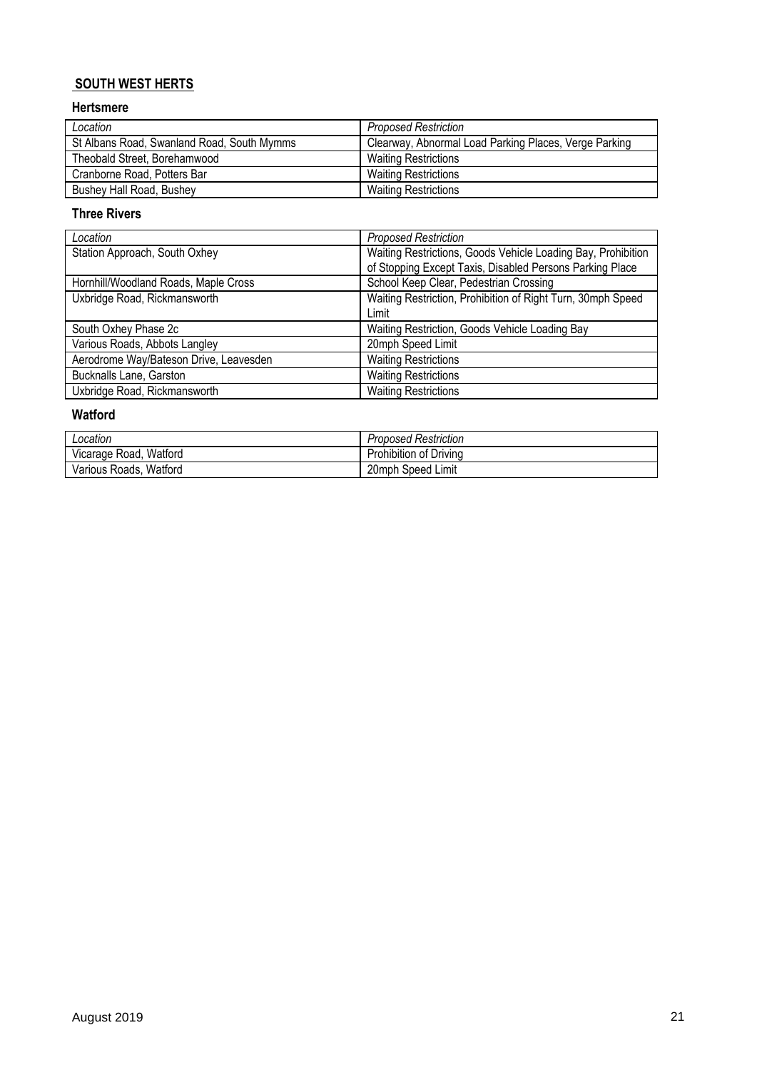## SOUTH WEST HERTS

### Hertsmere

| *Location* | *Proposed Restriction* |
|---|---|
| St Albans Road, Swanland Road, South Mymms | Clearway, Abnormal Load Parking Places, Verge Parking |
| Theobald Street, Borehamwood | Waiting Restrictions |
| Cranborne Road, Potters Bar | Waiting Restrictions |
| Bushey Hall Road, Bushey | Waiting Restrictions |

### Three Rivers

| *Location* | *Proposed Restriction* |
|---|---|
| Station Approach, South Oxhey | Waiting Restrictions, Goods Vehicle Loading Bay, Prohibition of Stopping Except Taxis, Disabled Persons Parking Place |
| Hornhill/Woodland Roads, Maple Cross | School Keep Clear, Pedestrian Crossing |
| Uxbridge Road, Rickmansworth | Waiting Restriction, Prohibition of Right Turn, 30mph Speed Limit |
| South Oxhey Phase 2c | Waiting Restriction, Goods Vehicle Loading Bay |
| Various Roads, Abbots Langley | 20mph Speed Limit |
| Aerodrome Way/Bateson Drive, Leavesden | Waiting Restrictions |
| Bucknalls Lane, Garston | Waiting Restrictions |
| Uxbridge Road, Rickmansworth | Waiting Restrictions |

### Watford

| *Location* | *Proposed Restriction* |
|---|---|
| Vicarage Road, Watford | Prohibition of Driving |
| Various Roads, Watford | 20mph Speed Limit |

August 2019